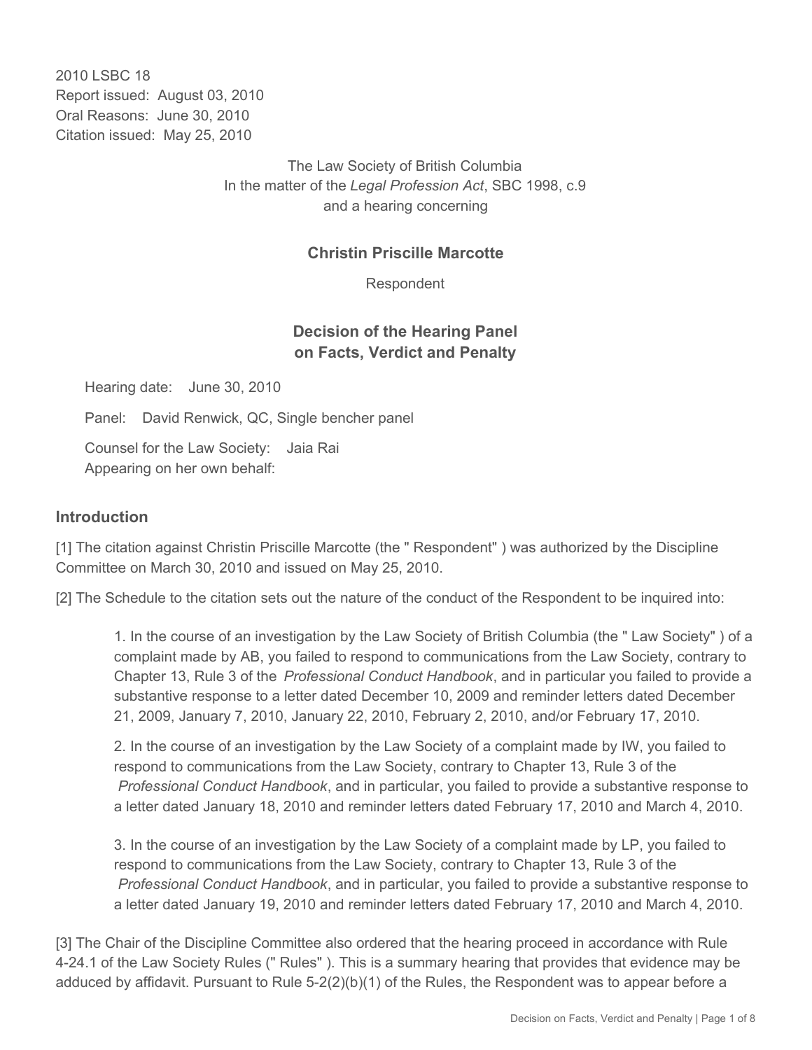2010 LSBC 18
Report issued: August 03, 2010
Oral Reasons: June 30, 2010
Citation issued: May 25, 2010

The Law Society of British Columbia
In the matter of the *Legal Profession Act*, SBC 1998, c.9
and a hearing concerning

**Christin Priscille Marcotte**

Respondent

**Decision of the Hearing Panel on Facts, Verdict and Penalty**

Hearing date: June 30, 2010

Panel: David Renwick, QC, Single bencher panel

Counsel for the Law Society: Jaia Rai
Appearing on her own behalf:

## Introduction

[1] The citation against Christin Priscille Marcotte (the " Respondent" ) was authorized by the Discipline Committee on March 30, 2010 and issued on May 25, 2010.

[2] The Schedule to the citation sets out the nature of the conduct of the Respondent to be inquired into:

> 1. In the course of an investigation by the Law Society of British Columbia (the " Law Society" ) of a complaint made by AB, you failed to respond to communications from the Law Society, contrary to Chapter 13, Rule 3 of the *Professional Conduct Handbook*, and in particular you failed to provide a substantive response to a letter dated December 10, 2009 and reminder letters dated December 21, 2009, January 7, 2010, January 22, 2010, February 2, 2010, and/or February 17, 2010.
>
> 2. In the course of an investigation by the Law Society of a complaint made by IW, you failed to respond to communications from the Law Society, contrary to Chapter 13, Rule 3 of the *Professional Conduct Handbook*, and in particular, you failed to provide a substantive response to a letter dated January 18, 2010 and reminder letters dated February 17, 2010 and March 4, 2010.
>
> 3. In the course of an investigation by the Law Society of a complaint made by LP, you failed to respond to communications from the Law Society, contrary to Chapter 13, Rule 3 of the *Professional Conduct Handbook*, and in particular, you failed to provide a substantive response to a letter dated January 19, 2010 and reminder letters dated February 17, 2010 and March 4, 2010.

[3] The Chair of the Discipline Committee also ordered that the hearing proceed in accordance with Rule 4-24.1 of the Law Society Rules (" Rules" ). This is a summary hearing that provides that evidence may be adduced by affidavit. Pursuant to Rule 5-2(2)(b)(1) of the Rules, the Respondent was to appear before a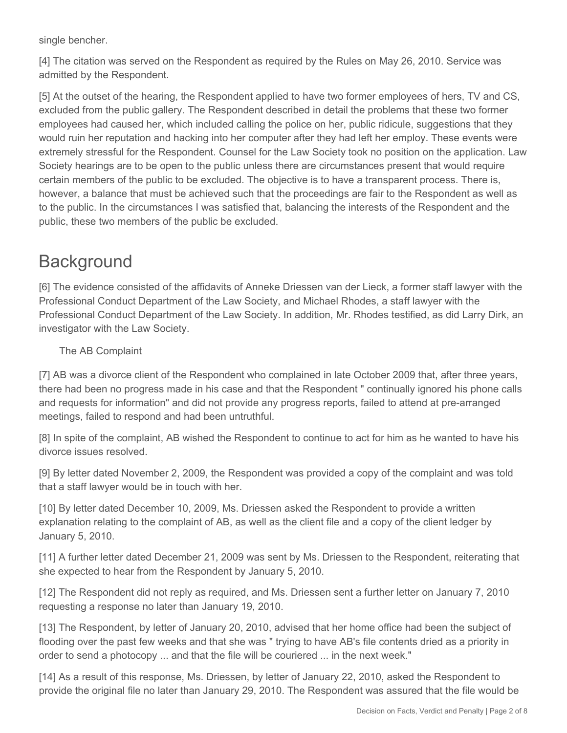single bencher.

[4] The citation was served on the Respondent as required by the Rules on May 26, 2010. Service was admitted by the Respondent.

[5] At the outset of the hearing, the Respondent applied to have two former employees of hers, TV and CS, excluded from the public gallery. The Respondent described in detail the problems that these two former employees had caused her, which included calling the police on her, public ridicule, suggestions that they would ruin her reputation and hacking into her computer after they had left her employ. These events were extremely stressful for the Respondent. Counsel for the Law Society took no position on the application. Law Society hearings are to be open to the public unless there are circumstances present that would require certain members of the public to be excluded. The objective is to have a transparent process. There is, however, a balance that must be achieved such that the proceedings are fair to the Respondent as well as to the public. In the circumstances I was satisfied that, balancing the interests of the Respondent and the public, these two members of the public be excluded.

# Background

[6] The evidence consisted of the affidavits of Anneke Driessen van der Lieck, a former staff lawyer with the Professional Conduct Department of the Law Society, and Michael Rhodes, a staff lawyer with the Professional Conduct Department of the Law Society. In addition, Mr. Rhodes testified, as did Larry Dirk, an investigator with the Law Society.

The AB Complaint

[7] AB was a divorce client of the Respondent who complained in late October 2009 that, after three years, there had been no progress made in his case and that the Respondent " continually ignored his phone calls and requests for information" and did not provide any progress reports, failed to attend at pre-arranged meetings, failed to respond and had been untruthful.

[8] In spite of the complaint, AB wished the Respondent to continue to act for him as he wanted to have his divorce issues resolved.

[9] By letter dated November 2, 2009, the Respondent was provided a copy of the complaint and was told that a staff lawyer would be in touch with her.

[10] By letter dated December 10, 2009, Ms. Driessen asked the Respondent to provide a written explanation relating to the complaint of AB, as well as the client file and a copy of the client ledger by January 5, 2010.

[11] A further letter dated December 21, 2009 was sent by Ms. Driessen to the Respondent, reiterating that she expected to hear from the Respondent by January 5, 2010.

[12] The Respondent did not reply as required, and Ms. Driessen sent a further letter on January 7, 2010 requesting a response no later than January 19, 2010.

[13] The Respondent, by letter of January 20, 2010, advised that her home office had been the subject of flooding over the past few weeks and that she was " trying to have AB's file contents dried as a priority in order to send a photocopy ... and that the file will be couriered ... in the next week."

[14] As a result of this response, Ms. Driessen, by letter of January 22, 2010, asked the Respondent to provide the original file no later than January 29, 2010. The Respondent was assured that the file would be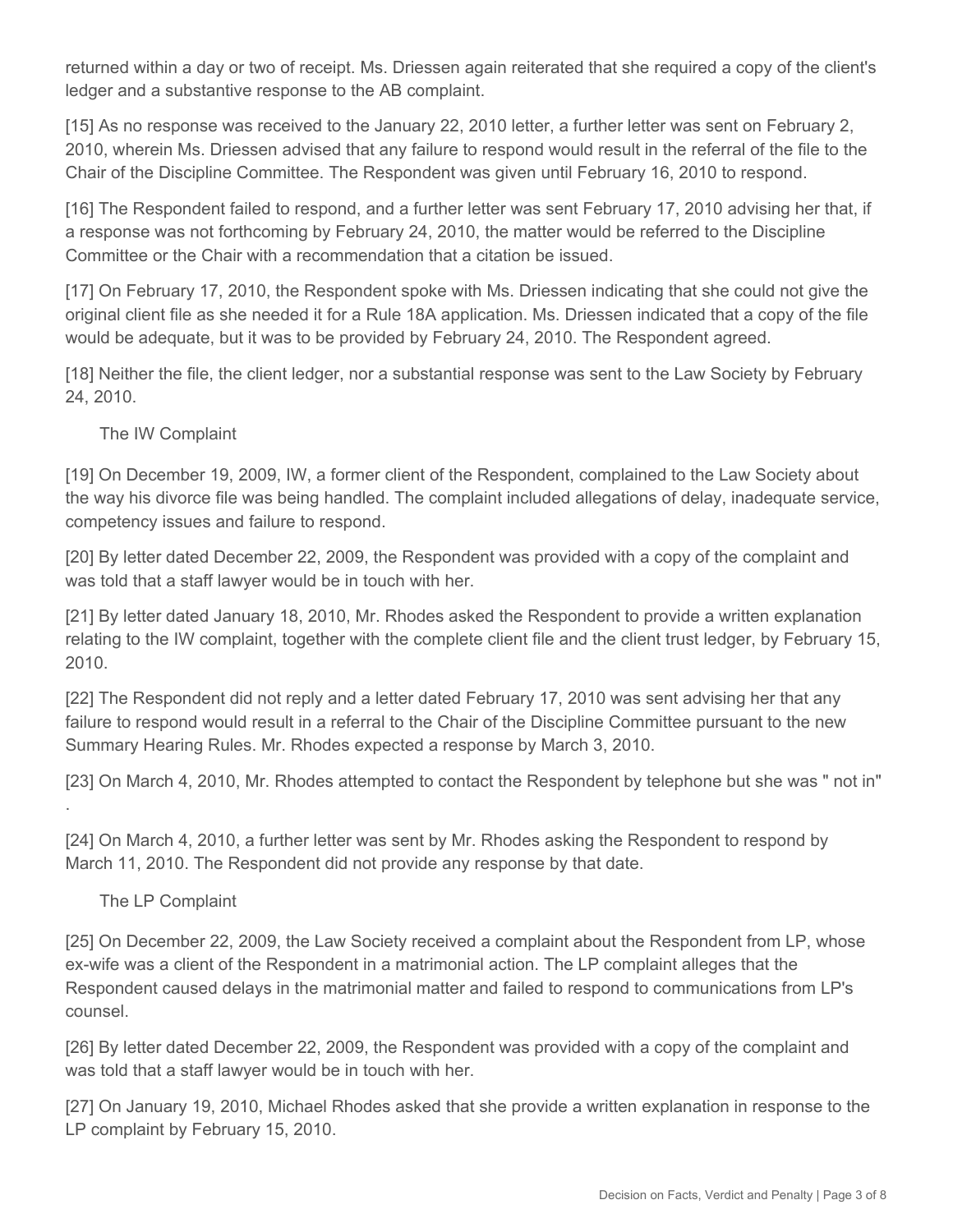returned within a day or two of receipt. Ms. Driessen again reiterated that she required a copy of the client's ledger and a substantive response to the AB complaint.

[15] As no response was received to the January 22, 2010 letter, a further letter was sent on February 2, 2010, wherein Ms. Driessen advised that any failure to respond would result in the referral of the file to the Chair of the Discipline Committee. The Respondent was given until February 16, 2010 to respond.

[16] The Respondent failed to respond, and a further letter was sent February 17, 2010 advising her that, if a response was not forthcoming by February 24, 2010, the matter would be referred to the Discipline Committee or the Chair with a recommendation that a citation be issued.

[17] On February 17, 2010, the Respondent spoke with Ms. Driessen indicating that she could not give the original client file as she needed it for a Rule 18A application. Ms. Driessen indicated that a copy of the file would be adequate, but it was to be provided by February 24, 2010. The Respondent agreed.

[18] Neither the file, the client ledger, nor a substantial response was sent to the Law Society by February 24, 2010.

### The IW Complaint

[19] On December 19, 2009, IW, a former client of the Respondent, complained to the Law Society about the way his divorce file was being handled. The complaint included allegations of delay, inadequate service, competency issues and failure to respond.

[20] By letter dated December 22, 2009, the Respondent was provided with a copy of the complaint and was told that a staff lawyer would be in touch with her.

[21] By letter dated January 18, 2010, Mr. Rhodes asked the Respondent to provide a written explanation relating to the IW complaint, together with the complete client file and the client trust ledger, by February 15, 2010.

[22] The Respondent did not reply and a letter dated February 17, 2010 was sent advising her that any failure to respond would result in a referral to the Chair of the Discipline Committee pursuant to the new Summary Hearing Rules. Mr. Rhodes expected a response by March 3, 2010.

[23] On March 4, 2010, Mr. Rhodes attempted to contact the Respondent by telephone but she was " not in" .

[24] On March 4, 2010, a further letter was sent by Mr. Rhodes asking the Respondent to respond by March 11, 2010. The Respondent did not provide any response by that date.

### The LP Complaint

[25] On December 22, 2009, the Law Society received a complaint about the Respondent from LP, whose ex-wife was a client of the Respondent in a matrimonial action. The LP complaint alleges that the Respondent caused delays in the matrimonial matter and failed to respond to communications from LP's counsel.

[26] By letter dated December 22, 2009, the Respondent was provided with a copy of the complaint and was told that a staff lawyer would be in touch with her.

[27] On January 19, 2010, Michael Rhodes asked that she provide a written explanation in response to the LP complaint by February 15, 2010.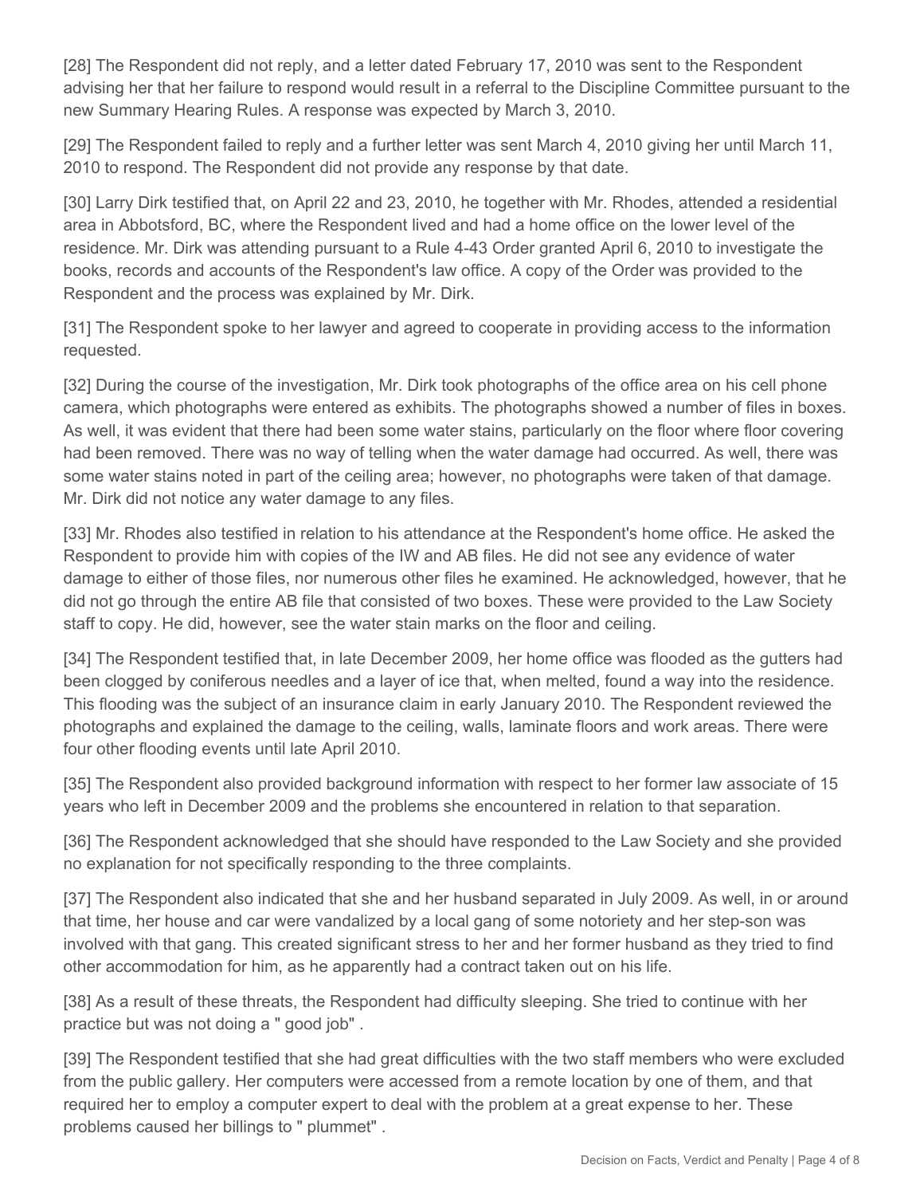[28] The Respondent did not reply, and a letter dated February 17, 2010 was sent to the Respondent advising her that her failure to respond would result in a referral to the Discipline Committee pursuant to the new Summary Hearing Rules. A response was expected by March 3, 2010.

[29] The Respondent failed to reply and a further letter was sent March 4, 2010 giving her until March 11, 2010 to respond. The Respondent did not provide any response by that date.

[30] Larry Dirk testified that, on April 22 and 23, 2010, he together with Mr. Rhodes, attended a residential area in Abbotsford, BC, where the Respondent lived and had a home office on the lower level of the residence. Mr. Dirk was attending pursuant to a Rule 4-43 Order granted April 6, 2010 to investigate the books, records and accounts of the Respondent's law office. A copy of the Order was provided to the Respondent and the process was explained by Mr. Dirk.

[31] The Respondent spoke to her lawyer and agreed to cooperate in providing access to the information requested.

[32] During the course of the investigation, Mr. Dirk took photographs of the office area on his cell phone camera, which photographs were entered as exhibits. The photographs showed a number of files in boxes. As well, it was evident that there had been some water stains, particularly on the floor where floor covering had been removed. There was no way of telling when the water damage had occurred. As well, there was some water stains noted in part of the ceiling area; however, no photographs were taken of that damage. Mr. Dirk did not notice any water damage to any files.

[33] Mr. Rhodes also testified in relation to his attendance at the Respondent's home office. He asked the Respondent to provide him with copies of the IW and AB files. He did not see any evidence of water damage to either of those files, nor numerous other files he examined. He acknowledged, however, that he did not go through the entire AB file that consisted of two boxes. These were provided to the Law Society staff to copy. He did, however, see the water stain marks on the floor and ceiling.

[34] The Respondent testified that, in late December 2009, her home office was flooded as the gutters had been clogged by coniferous needles and a layer of ice that, when melted, found a way into the residence. This flooding was the subject of an insurance claim in early January 2010. The Respondent reviewed the photographs and explained the damage to the ceiling, walls, laminate floors and work areas. There were four other flooding events until late April 2010.

[35] The Respondent also provided background information with respect to her former law associate of 15 years who left in December 2009 and the problems she encountered in relation to that separation.

[36] The Respondent acknowledged that she should have responded to the Law Society and she provided no explanation for not specifically responding to the three complaints.

[37] The Respondent also indicated that she and her husband separated in July 2009. As well, in or around that time, her house and car were vandalized by a local gang of some notoriety and her step-son was involved with that gang. This created significant stress to her and her former husband as they tried to find other accommodation for him, as he apparently had a contract taken out on his life.

[38] As a result of these threats, the Respondent had difficulty sleeping. She tried to continue with her practice but was not doing a " good job" .

[39] The Respondent testified that she had great difficulties with the two staff members who were excluded from the public gallery. Her computers were accessed from a remote location by one of them, and that required her to employ a computer expert to deal with the problem at a great expense to her. These problems caused her billings to " plummet" .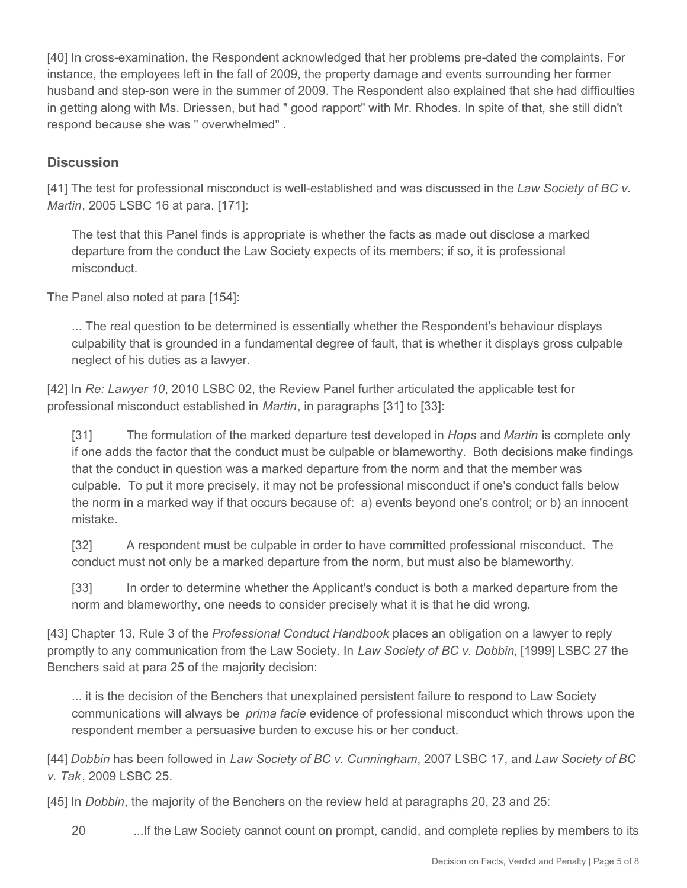[40] In cross-examination, the Respondent acknowledged that her problems pre-dated the complaints. For instance, the employees left in the fall of 2009, the property damage and events surrounding her former husband and step-son were in the summer of 2009. The Respondent also explained that she had difficulties in getting along with Ms. Driessen, but had " good rapport" with Mr. Rhodes. In spite of that, she still didn't respond because she was " overwhelmed" .

## Discussion

[41] The test for professional misconduct is well-established and was discussed in the *Law Society of BC v. Martin*, 2005 LSBC 16 at para. [171]:

> The test that this Panel finds is appropriate is whether the facts as made out disclose a marked departure from the conduct the Law Society expects of its members; if so, it is professional misconduct.

The Panel also noted at para [154]:

> ... The real question to be determined is essentially whether the Respondent's behaviour displays culpability that is grounded in a fundamental degree of fault, that is whether it displays gross culpable neglect of his duties as a lawyer.

[42] In *Re: Lawyer 10*, 2010 LSBC 02, the Review Panel further articulated the applicable test for professional misconduct established in *Martin*, in paragraphs [31] to [33]:

> [31] The formulation of the marked departure test developed in *Hops* and *Martin* is complete only if one adds the factor that the conduct must be culpable or blameworthy. Both decisions make findings that the conduct in question was a marked departure from the norm and that the member was culpable. To put it more precisely, it may not be professional misconduct if one's conduct falls below the norm in a marked way if that occurs because of: a) events beyond one's control; or b) an innocent mistake.
>
> [32] A respondent must be culpable in order to have committed professional misconduct. The conduct must not only be a marked departure from the norm, but must also be blameworthy.
>
> [33] In order to determine whether the Applicant's conduct is both a marked departure from the norm and blameworthy, one needs to consider precisely what it is that he did wrong.

[43] Chapter 13, Rule 3 of the *Professional Conduct Handbook* places an obligation on a lawyer to reply promptly to any communication from the Law Society. In *Law Society of BC v. Dobbin*, [1999] LSBC 27 the Benchers said at para 25 of the majority decision:

> ... it is the decision of the Benchers that unexplained persistent failure to respond to Law Society communications will always be *prima facie* evidence of professional misconduct which throws upon the respondent member a persuasive burden to excuse his or her conduct.

[44] *Dobbin* has been followed in *Law Society of BC v. Cunningham*, 2007 LSBC 17, and *Law Society of BC v. Tak*, 2009 LSBC 25.

[45] In *Dobbin*, the majority of the Benchers on the review held at paragraphs 20, 23 and 25:

> 20 ...If the Law Society cannot count on prompt, candid, and complete replies by members to its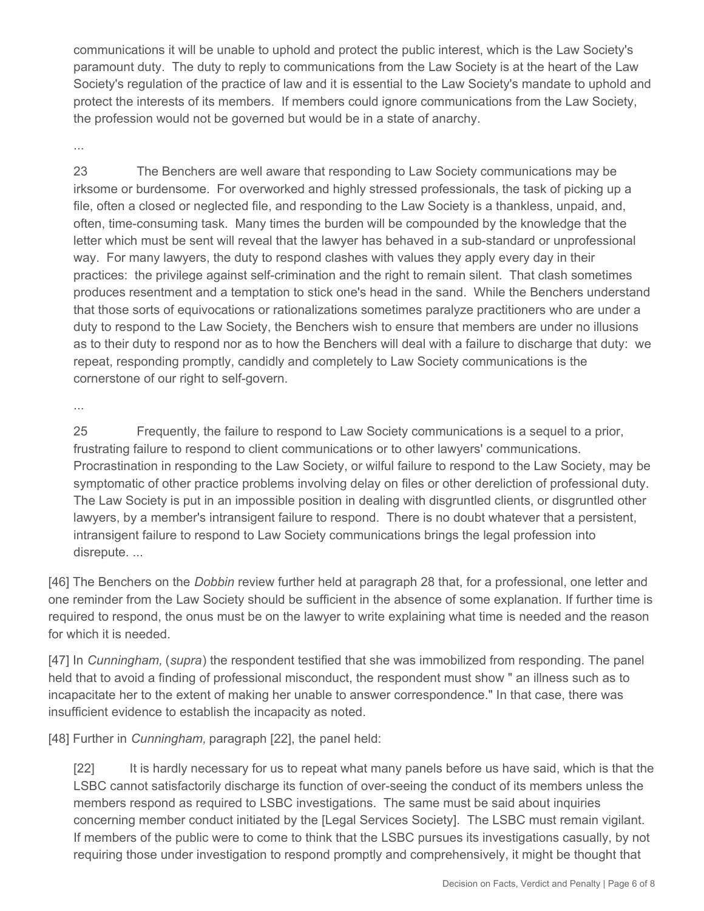communications it will be unable to uphold and protect the public interest, which is the Law Society's paramount duty. The duty to reply to communications from the Law Society is at the heart of the Law Society's regulation of the practice of law and it is essential to the Law Society's mandate to uphold and protect the interests of its members. If members could ignore communications from the Law Society, the profession would not be governed but would be in a state of anarchy.

...

> 23 The Benchers are well aware that responding to Law Society communications may be irksome or burdensome. For overworked and highly stressed professionals, the task of picking up a file, often a closed or neglected file, and responding to the Law Society is a thankless, unpaid, and, often, time-consuming task. Many times the burden will be compounded by the knowledge that the letter which must be sent will reveal that the lawyer has behaved in a sub-standard or unprofessional way. For many lawyers, the duty to respond clashes with values they apply every day in their practices: the privilege against self-crimination and the right to remain silent. That clash sometimes produces resentment and a temptation to stick one's head in the sand. While the Benchers understand that those sorts of equivocations or rationalizations sometimes paralyze practitioners who are under a duty to respond to the Law Society, the Benchers wish to ensure that members are under no illusions as to their duty to respond nor as to how the Benchers will deal with a failure to discharge that duty: we repeat, responding promptly, candidly and completely to Law Society communications is the cornerstone of our right to self-govern.

...

> 25 Frequently, the failure to respond to Law Society communications is a sequel to a prior, frustrating failure to respond to client communications or to other lawyers' communications. Procrastination in responding to the Law Society, or wilful failure to respond to the Law Society, may be symptomatic of other practice problems involving delay on files or other dereliction of professional duty. The Law Society is put in an impossible position in dealing with disgruntled clients, or disgruntled other lawyers, by a member's intransigent failure to respond. There is no doubt whatever that a persistent, intransigent failure to respond to Law Society communications brings the legal profession into disrepute. ...

[46] The Benchers on the *Dobbin* review further held at paragraph 28 that, for a professional, one letter and one reminder from the Law Society should be sufficient in the absence of some explanation. If further time is required to respond, the onus must be on the lawyer to write explaining what time is needed and the reason for which it is needed.

[47] In *Cunningham,* (*supra*) the respondent testified that she was immobilized from responding. The panel held that to avoid a finding of professional misconduct, the respondent must show " an illness such as to incapacitate her to the extent of making her unable to answer correspondence." In that case, there was insufficient evidence to establish the incapacity as noted.

[48] Further in *Cunningham,* paragraph [22], the panel held:

> [22] It is hardly necessary for us to repeat what many panels before us have said, which is that the LSBC cannot satisfactorily discharge its function of over-seeing the conduct of its members unless the members respond as required to LSBC investigations. The same must be said about inquiries concerning member conduct initiated by the [Legal Services Society]. The LSBC must remain vigilant. If members of the public were to come to think that the LSBC pursues its investigations casually, by not requiring those under investigation to respond promptly and comprehensively, it might be thought that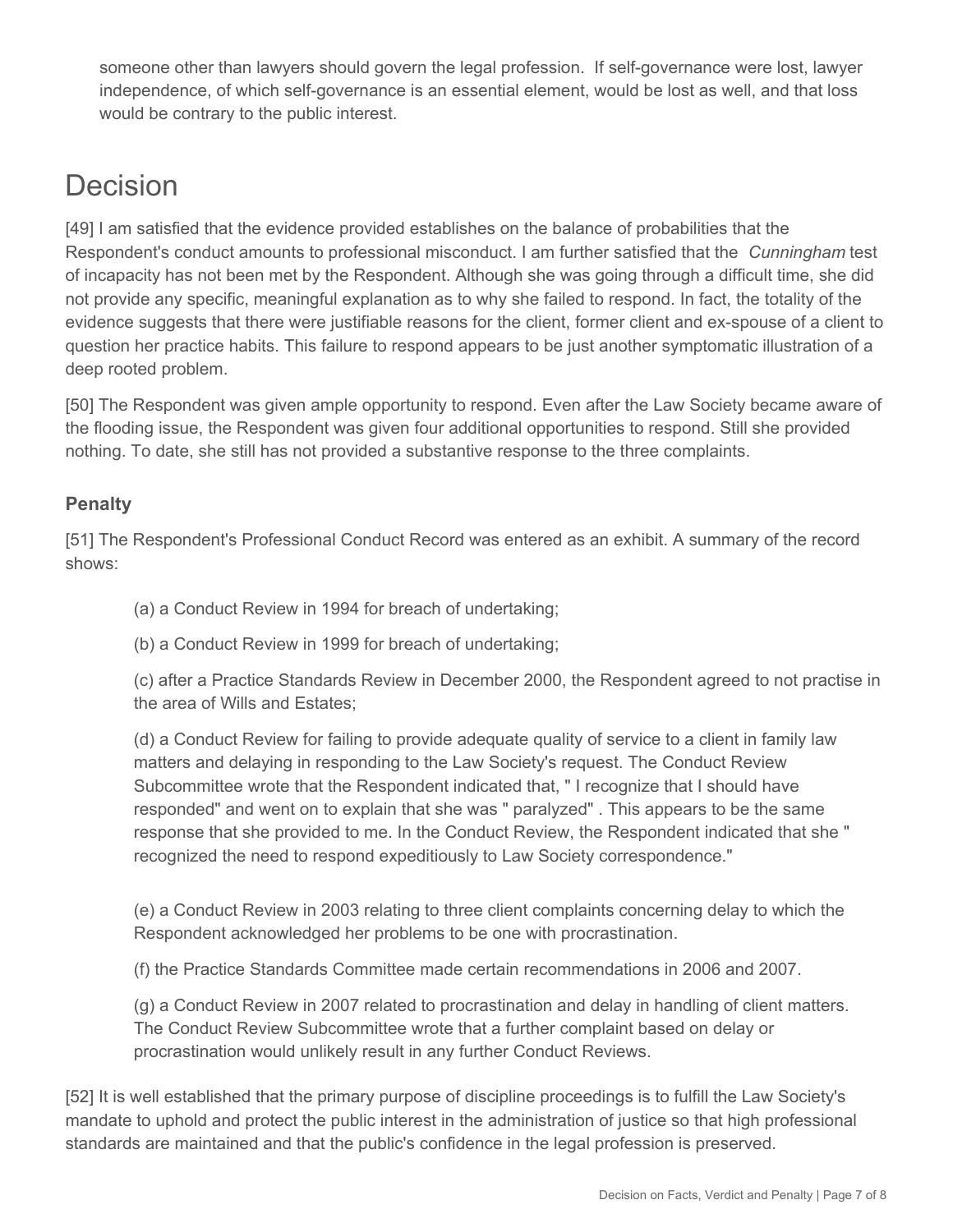someone other than lawyers should govern the legal profession. If self-governance were lost, lawyer independence, of which self-governance is an essential element, would be lost as well, and that loss would be contrary to the public interest.

# Decision

[49] I am satisfied that the evidence provided establishes on the balance of probabilities that the Respondent's conduct amounts to professional misconduct. I am further satisfied that the *Cunningham* test of incapacity has not been met by the Respondent. Although she was going through a difficult time, she did not provide any specific, meaningful explanation as to why she failed to respond. In fact, the totality of the evidence suggests that there were justifiable reasons for the client, former client and ex-spouse of a client to question her practice habits. This failure to respond appears to be just another symptomatic illustration of a deep rooted problem.

[50] The Respondent was given ample opportunity to respond. Even after the Law Society became aware of the flooding issue, the Respondent was given four additional opportunities to respond. Still she provided nothing. To date, she still has not provided a substantive response to the three complaints.

### Penalty

[51] The Respondent's Professional Conduct Record was entered as an exhibit. A summary of the record shows:

(a) a Conduct Review in 1994 for breach of undertaking;

(b) a Conduct Review in 1999 for breach of undertaking;

(c) after a Practice Standards Review in December 2000, the Respondent agreed to not practise in the area of Wills and Estates;

(d) a Conduct Review for failing to provide adequate quality of service to a client in family law matters and delaying in responding to the Law Society's request. The Conduct Review Subcommittee wrote that the Respondent indicated that, " I recognize that I should have responded" and went on to explain that she was " paralyzed" . This appears to be the same response that she provided to me. In the Conduct Review, the Respondent indicated that she " recognized the need to respond expeditiously to Law Society correspondence."

(e) a Conduct Review in 2003 relating to three client complaints concerning delay to which the Respondent acknowledged her problems to be one with procrastination.

(f) the Practice Standards Committee made certain recommendations in 2006 and 2007.

(g) a Conduct Review in 2007 related to procrastination and delay in handling of client matters. The Conduct Review Subcommittee wrote that a further complaint based on delay or procrastination would unlikely result in any further Conduct Reviews.

[52] It is well established that the primary purpose of discipline proceedings is to fulfill the Law Society's mandate to uphold and protect the public interest in the administration of justice so that high professional standards are maintained and that the public's confidence in the legal profession is preserved.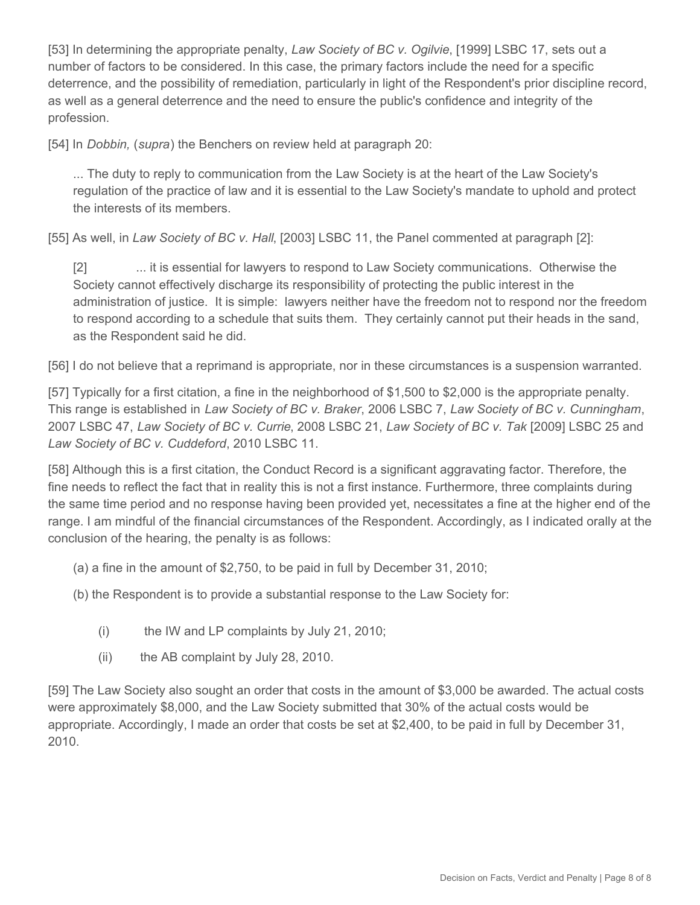[53] In determining the appropriate penalty, *Law Society of BC v. Ogilvie*, [1999] LSBC 17, sets out a number of factors to be considered. In this case, the primary factors include the need for a specific deterrence, and the possibility of remediation, particularly in light of the Respondent's prior discipline record, as well as a general deterrence and the need to ensure the public's confidence and integrity of the profession.

[54] In *Dobbin,* (*supra*) the Benchers on review held at paragraph 20:

> ... The duty to reply to communication from the Law Society is at the heart of the Law Society's regulation of the practice of law and it is essential to the Law Society's mandate to uphold and protect the interests of its members.

[55] As well, in *Law Society of BC v. Hall*, [2003] LSBC 11, the Panel commented at paragraph [2]:

> [2] ... it is essential for lawyers to respond to Law Society communications. Otherwise the Society cannot effectively discharge its responsibility of protecting the public interest in the administration of justice. It is simple: lawyers neither have the freedom not to respond nor the freedom to respond according to a schedule that suits them. They certainly cannot put their heads in the sand, as the Respondent said he did.

[56] I do not believe that a reprimand is appropriate, nor in these circumstances is a suspension warranted.

[57] Typically for a first citation, a fine in the neighborhood of $1,500 to $2,000 is the appropriate penalty. This range is established in *Law Society of BC v. Braker*, 2006 LSBC 7, *Law Society of BC v. Cunningham*, 2007 LSBC 47, *Law Society of BC v. Currie*, 2008 LSBC 21, *Law Society of BC v. Tak* [2009] LSBC 25 and *Law Society of BC v. Cuddeford*, 2010 LSBC 11.

[58] Although this is a first citation, the Conduct Record is a significant aggravating factor. Therefore, the fine needs to reflect the fact that in reality this is not a first instance. Furthermore, three complaints during the same time period and no response having been provided yet, necessitates a fine at the higher end of the range. I am mindful of the financial circumstances of the Respondent. Accordingly, as I indicated orally at the conclusion of the hearing, the penalty is as follows:

(a) a fine in the amount of $2,750, to be paid in full by December 31, 2010;

(b) the Respondent is to provide a substantial response to the Law Society for:

(i) the IW and LP complaints by July 21, 2010;

(ii) the AB complaint by July 28, 2010.

[59] The Law Society also sought an order that costs in the amount of $3,000 be awarded. The actual costs were approximately $8,000, and the Law Society submitted that 30% of the actual costs would be appropriate. Accordingly, I made an order that costs be set at $2,400, to be paid in full by December 31, 2010.